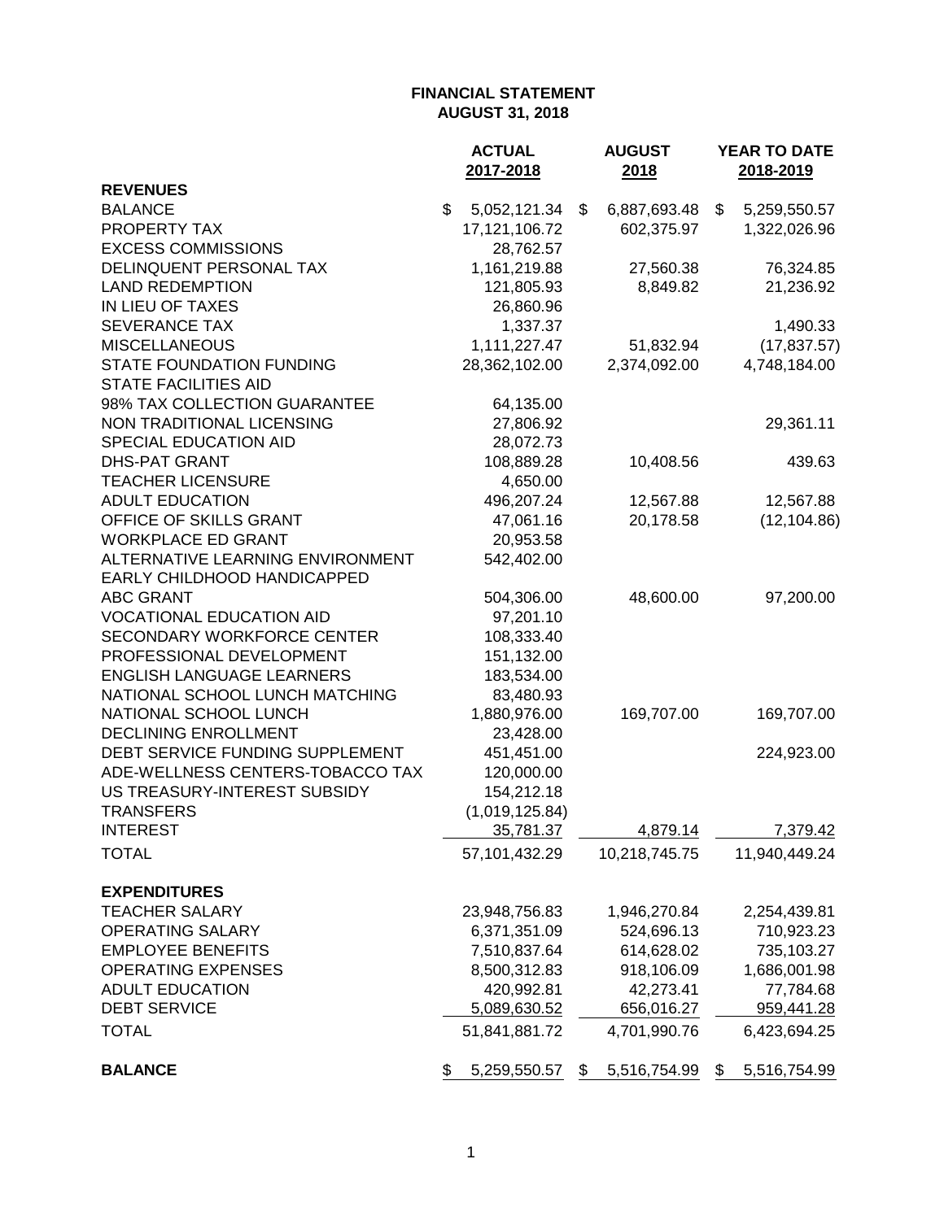**FINANCIAL STATEMENT**
**AUGUST 31, 2018**

| | ACTUAL 2017-2018 | AUGUST 2018 | YEAR TO DATE 2018-2019 |
|---|---|---|---|
| **REVENUES** | | | |
| BALANCE | $ 5,052,121.34 | $ 6,887,693.48 | $ 5,259,550.57 |
| PROPERTY TAX | 17,121,106.72 | 602,375.97 | 1,322,026.96 |
| EXCESS COMMISSIONS | 28,762.57 | | |
| DELINQUENT PERSONAL TAX | 1,161,219.88 | 27,560.38 | 76,324.85 |
| LAND REDEMPTION | 121,805.93 | 8,849.82 | 21,236.92 |
| IN LIEU OF TAXES | 26,860.96 | | |
| SEVERANCE TAX | 1,337.37 | | 1,490.33 |
| MISCELLANEOUS | 1,111,227.47 | 51,832.94 | (17,837.57) |
| STATE FOUNDATION FUNDING | 28,362,102.00 | 2,374,092.00 | 4,748,184.00 |
| STATE FACILITIES AID | | | |
| 98% TAX COLLECTION GUARANTEE | 64,135.00 | | |
| NON TRADITIONAL LICENSING | 27,806.92 | | 29,361.11 |
| SPECIAL EDUCATION AID | 28,072.73 | | |
| DHS-PAT GRANT | 108,889.28 | 10,408.56 | 439.63 |
| TEACHER LICENSURE | 4,650.00 | | |
| ADULT EDUCATION | 496,207.24 | 12,567.88 | 12,567.88 |
| OFFICE OF SKILLS GRANT | 47,061.16 | 20,178.58 | (12,104.86) |
| WORKPLACE ED GRANT | 20,953.58 | | |
| ALTERNATIVE LEARNING ENVIRONMENT | 542,402.00 | | |
| EARLY CHILDHOOD HANDICAPPED | | | |
| ABC GRANT | 504,306.00 | 48,600.00 | 97,200.00 |
| VOCATIONAL EDUCATION AID | 97,201.10 | | |
| SECONDARY WORKFORCE CENTER | 108,333.40 | | |
| PROFESSIONAL DEVELOPMENT | 151,132.00 | | |
| ENGLISH LANGUAGE LEARNERS | 183,534.00 | | |
| NATIONAL SCHOOL LUNCH MATCHING | 83,480.93 | | |
| NATIONAL SCHOOL LUNCH | 1,880,976.00 | 169,707.00 | 169,707.00 |
| DECLINING ENROLLMENT | 23,428.00 | | |
| DEBT SERVICE FUNDING SUPPLEMENT | 451,451.00 | | 224,923.00 |
| ADE-WELLNESS CENTERS-TOBACCO TAX | 120,000.00 | | |
| US TREASURY-INTEREST SUBSIDY | 154,212.18 | | |
| TRANSFERS | (1,019,125.84) | | |
| INTEREST | 35,781.37 | 4,879.14 | 7,379.42 |
| TOTAL | 57,101,432.29 | 10,218,745.75 | 11,940,449.24 |
| **EXPENDITURES** | | | |
| TEACHER SALARY | 23,948,756.83 | 1,946,270.84 | 2,254,439.81 |
| OPERATING SALARY | 6,371,351.09 | 524,696.13 | 710,923.23 |
| EMPLOYEE BENEFITS | 7,510,837.64 | 614,628.02 | 735,103.27 |
| OPERATING EXPENSES | 8,500,312.83 | 918,106.09 | 1,686,001.98 |
| ADULT EDUCATION | 420,992.81 | 42,273.41 | 77,784.68 |
| DEBT SERVICE | 5,089,630.52 | 656,016.27 | 959,441.28 |
| TOTAL | 51,841,881.72 | 4,701,990.76 | 6,423,694.25 |
| **BALANCE** | $ 5,259,550.57 | $ 5,516,754.99 | $ 5,516,754.99 |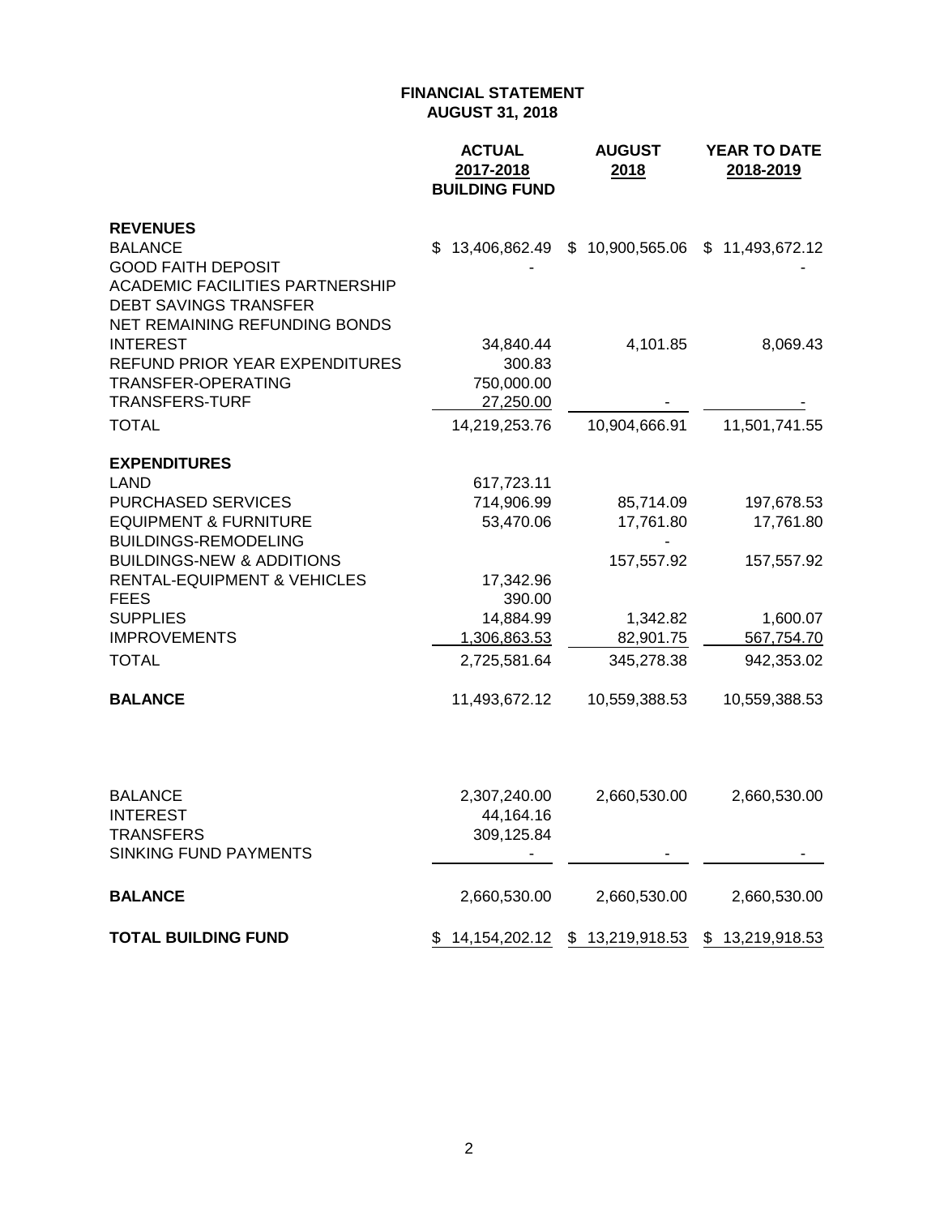# FINANCIAL STATEMENT
## AUGUST 31, 2018

| | ACTUAL 2017-2018 BUILDING FUND | AUGUST 2018 | YEAR TO DATE 2018-2019 |
|---|---|---|---|
| **REVENUES** | | | |
| BALANCE | $ 13,406,862.49 | $ 10,900,565.06 | $ 11,493,672.12 |
| GOOD FAITH DEPOSIT | - | | - |
| ACADEMIC FACILITIES PARTNERSHIP | | | |
| DEBT SAVINGS TRANSFER | | | |
| NET REMAINING REFUNDING BONDS | | | |
| INTEREST | 34,840.44 | 4,101.85 | 8,069.43 |
| REFUND PRIOR YEAR EXPENDITURES | 300.83 | | |
| TRANSFER-OPERATING | 750,000.00 | | |
| TRANSFERS-TURF | 27,250.00 | - | - |
| TOTAL | 14,219,253.76 | 10,904,666.91 | 11,501,741.55 |
| **EXPENDITURES** | | | |
| LAND | 617,723.11 | | |
| PURCHASED SERVICES | 714,906.99 | 85,714.09 | 197,678.53 |
| EQUIPMENT & FURNITURE | 53,470.06 | 17,761.80 | 17,761.80 |
| BUILDINGS-REMODELING | | - | |
| BUILDINGS-NEW & ADDITIONS | | 157,557.92 | 157,557.92 |
| RENTAL-EQUIPMENT & VEHICLES | 17,342.96 | | |
| FEES | 390.00 | | |
| SUPPLIES | 14,884.99 | 1,342.82 | 1,600.07 |
| IMPROVEMENTS | 1,306,863.53 | 82,901.75 | 567,754.70 |
| TOTAL | 2,725,581.64 | 345,278.38 | 942,353.02 |
| **BALANCE** | 11,493,672.12 | 10,559,388.53 | 10,559,388.53 |
| | | | |
| BALANCE | 2,307,240.00 | 2,660,530.00 | 2,660,530.00 |
| INTEREST | 44,164.16 | | |
| TRANSFERS | 309,125.84 | | |
| SINKING FUND PAYMENTS | - | - | - |
| **BALANCE** | 2,660,530.00 | 2,660,530.00 | 2,660,530.00 |
| **TOTAL BUILDING FUND** | $ 14,154,202.12 | $ 13,219,918.53 | $ 13,219,918.53 |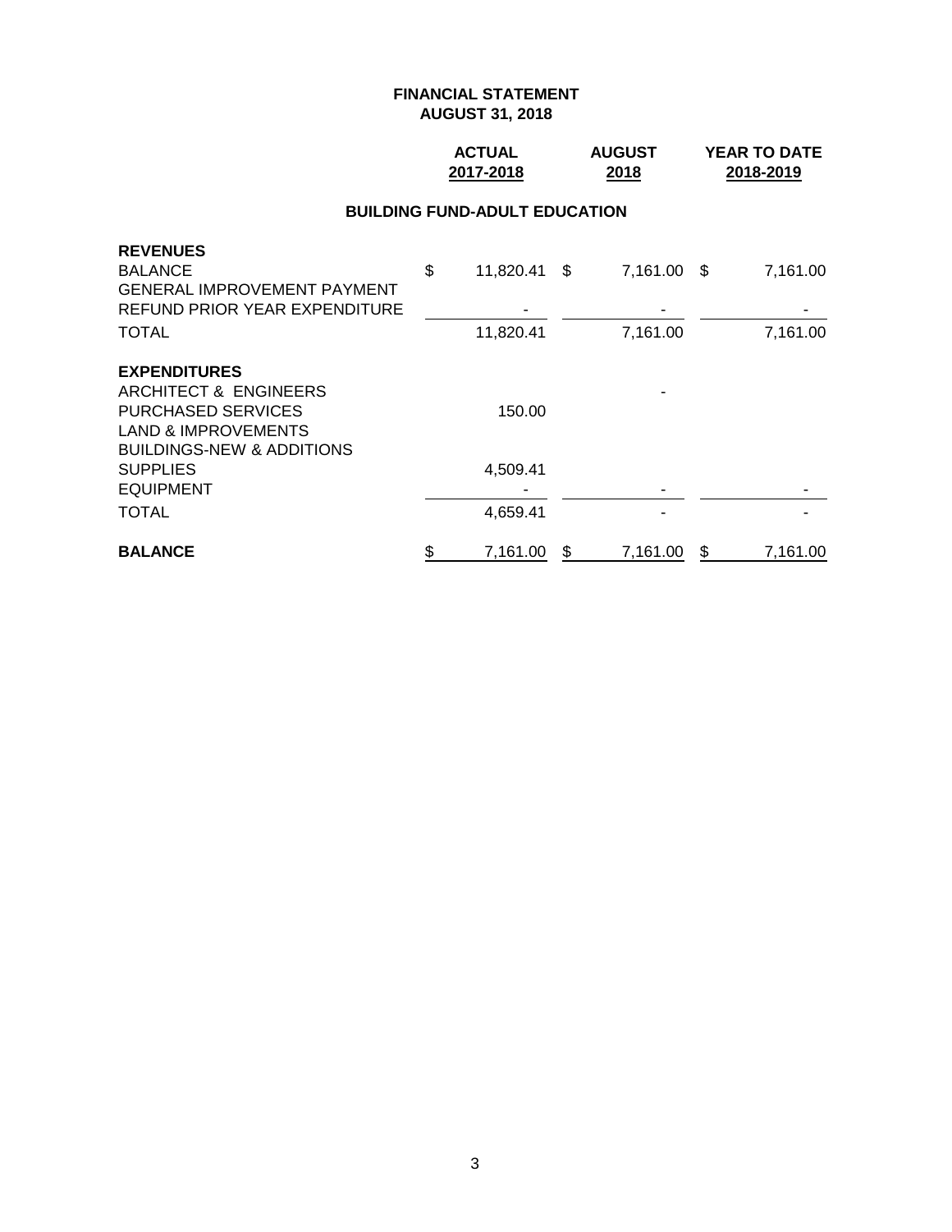**FINANCIAL STATEMENT**
**AUGUST 31, 2018**

| | ACTUAL 2017-2018 | AUGUST 2018 | YEAR TO DATE 2018-2019 |
|---|---|---|---|
| **BUILDING FUND-ADULT EDUCATION** | | | |
| **REVENUES** | | | |
| BALANCE | $ 11,820.41 | $ 7,161.00 | $ 7,161.00 |
| GENERAL IMPROVEMENT PAYMENT | | | |
| REFUND PRIOR YEAR EXPENDITURE | - | - | - |
| TOTAL | 11,820.41 | 7,161.00 | 7,161.00 |
| **EXPENDITURES** | | | |
| ARCHITECT & ENGINEERS | | - | |
| PURCHASED SERVICES | 150.00 | | |
| LAND & IMPROVEMENTS | | | |
| BUILDINGS-NEW & ADDITIONS | | | |
| SUPPLIES | 4,509.41 | | |
| EQUIPMENT | - | - | - |
| TOTAL | 4,659.41 | - | - |
| **BALANCE** | $ 7,161.00 | $ 7,161.00 | $ 7,161.00 |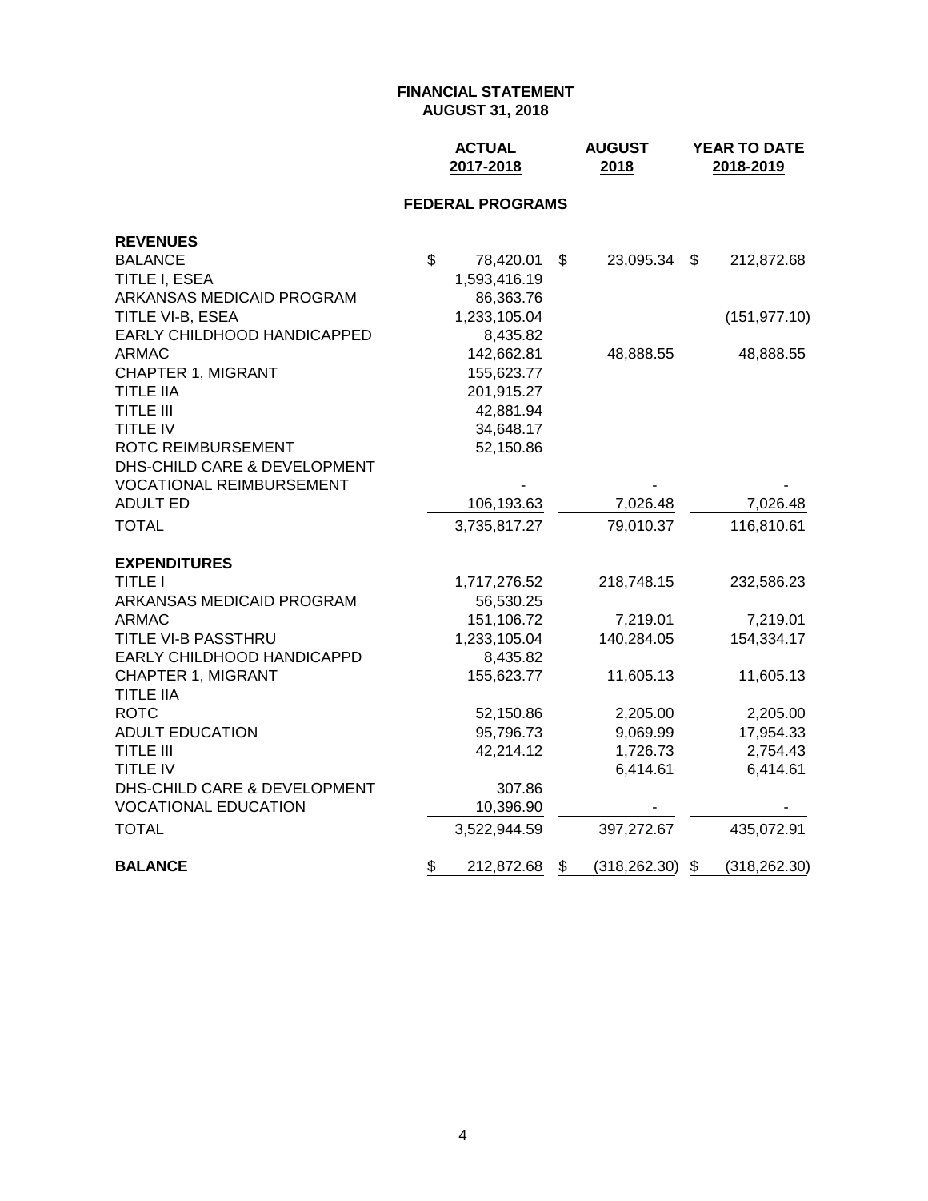**FINANCIAL STATEMENT**
**AUGUST 31, 2018**

| | ACTUAL 2017-2018 | AUGUST 2018 | YEAR TO DATE 2018-2019 |
|---|---|---|---|
| | **FEDERAL PROGRAMS** | | |
| **REVENUES** | | | |
| BALANCE | $ 78,420.01 | $ 23,095.34 | $ 212,872.68 |
| TITLE I, ESEA | 1,593,416.19 | | |
| ARKANSAS MEDICAID PROGRAM | 86,363.76 | | |
| TITLE VI-B, ESEA | 1,233,105.04 | | (151,977.10) |
| EARLY CHILDHOOD HANDICAPPED | 8,435.82 | | |
| ARMAC | 142,662.81 | 48,888.55 | 48,888.55 |
| CHAPTER 1, MIGRANT | 155,623.77 | | |
| TITLE IIA | 201,915.27 | | |
| TITLE III | 42,881.94 | | |
| TITLE IV | 34,648.17 | | |
| ROTC REIMBURSEMENT | 52,150.86 | | |
| DHS-CHILD CARE & DEVELOPMENT | | | |
| VOCATIONAL REIMBURSEMENT | - | - | - |
| ADULT ED | 106,193.63 | 7,026.48 | 7,026.48 |
| TOTAL | 3,735,817.27 | 79,010.37 | 116,810.61 |
| **EXPENDITURES** | | | |
| TITLE I | 1,717,276.52 | 218,748.15 | 232,586.23 |
| ARKANSAS MEDICAID PROGRAM | 56,530.25 | | |
| ARMAC | 151,106.72 | 7,219.01 | 7,219.01 |
| TITLE VI-B PASSTHRU | 1,233,105.04 | 140,284.05 | 154,334.17 |
| EARLY CHILDHOOD HANDICAPPD | 8,435.82 | | |
| CHAPTER 1, MIGRANT | 155,623.77 | 11,605.13 | 11,605.13 |
| TITLE IIA | | | |
| ROTC | 52,150.86 | 2,205.00 | 2,205.00 |
| ADULT EDUCATION | 95,796.73 | 9,069.99 | 17,954.33 |
| TITLE III | 42,214.12 | 1,726.73 | 2,754.43 |
| TITLE IV | | 6,414.61 | 6,414.61 |
| DHS-CHILD CARE & DEVELOPMENT | 307.86 | | |
| VOCATIONAL EDUCATION | 10,396.90 | - | - |
| TOTAL | 3,522,944.59 | 397,272.67 | 435,072.91 |
| **BALANCE** | $ 212,872.68 | $ (318,262.30) | $ (318,262.30) |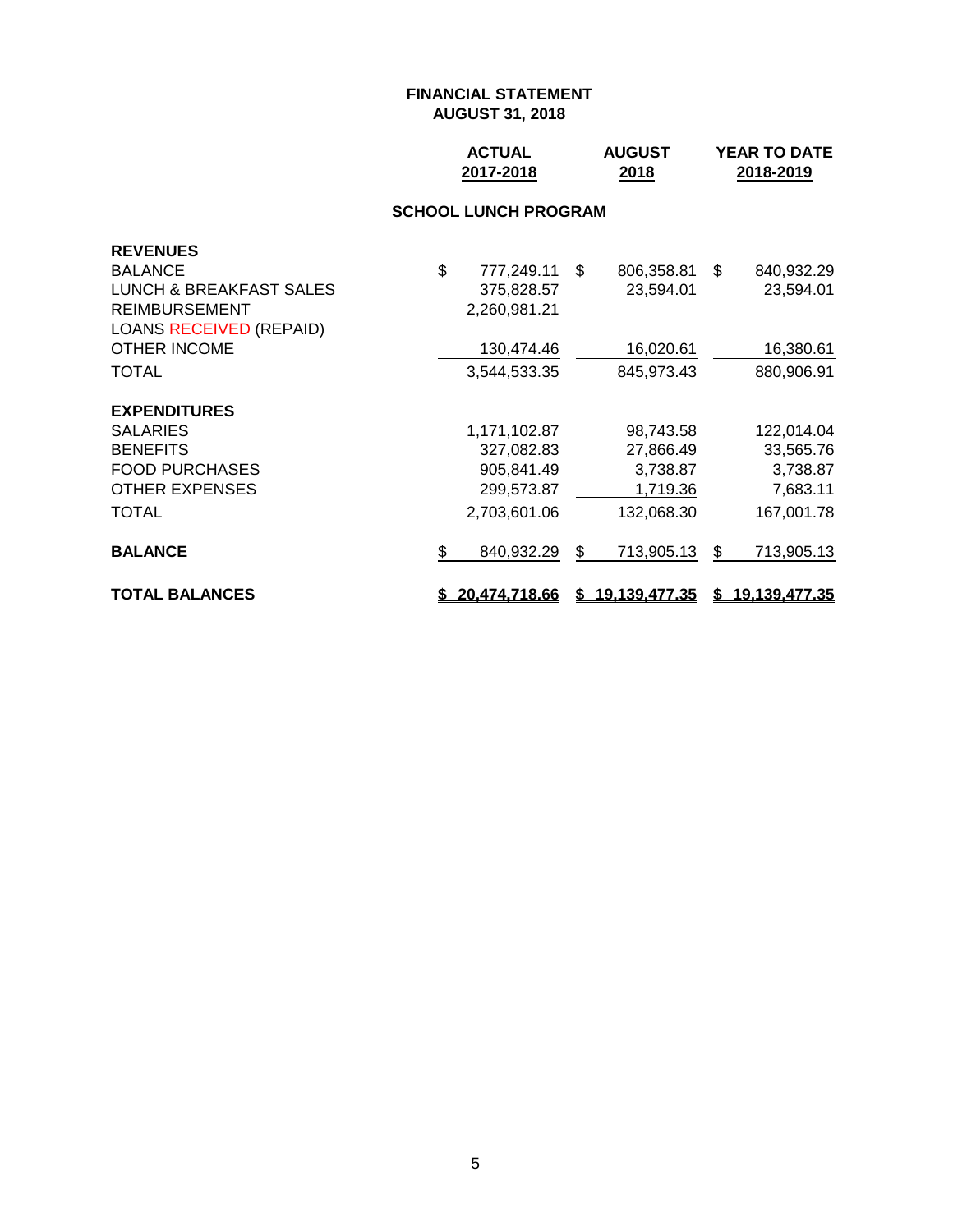**FINANCIAL STATEMENT**
**AUGUST 31, 2018**

| | ACTUAL 2017-2018 | AUGUST 2018 | YEAR TO DATE 2018-2019 |
|---|---|---|---|
| | **SCHOOL LUNCH PROGRAM** | | |
| **REVENUES** | | | |
| BALANCE | $ 777,249.11 | $ 806,358.81 | $ 840,932.29 |
| LUNCH & BREAKFAST SALES | 375,828.57 | 23,594.01 | 23,594.01 |
| REIMBURSEMENT | 2,260,981.21 | | |
| LOANS RECEIVED (REPAID) | | | |
| OTHER INCOME | 130,474.46 | 16,020.61 | 16,380.61 |
| TOTAL | 3,544,533.35 | 845,973.43 | 880,906.91 |
| **EXPENDITURES** | | | |
| SALARIES | 1,171,102.87 | 98,743.58 | 122,014.04 |
| BENEFITS | 327,082.83 | 27,866.49 | 33,565.76 |
| FOOD PURCHASES | 905,841.49 | 3,738.87 | 3,738.87 |
| OTHER EXPENSES | 299,573.87 | 1,719.36 | 7,683.11 |
| TOTAL | 2,703,601.06 | 132,068.30 | 167,001.78 |
| **BALANCE** | $ 840,932.29 | $ 713,905.13 | $ 713,905.13 |
| **TOTAL BALANCES** | **$ 20,474,718.66** | **$ 19,139,477.35** | **$ 19,139,477.35** |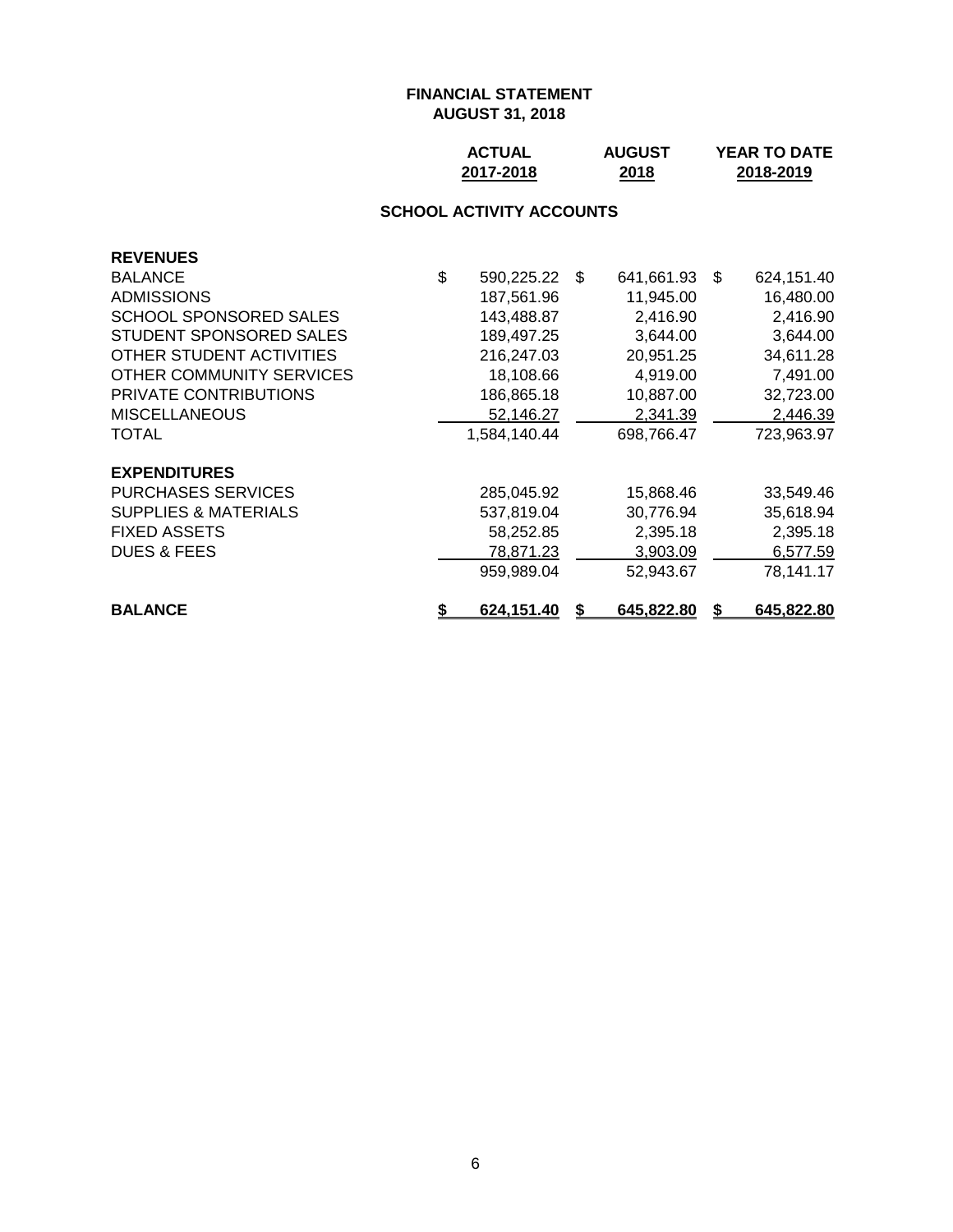# FINANCIAL STATEMENT
## AUGUST 31, 2018

### SCHOOL ACTIVITY ACCOUNTS

| | ACTUAL 2017-2018 | AUGUST 2018 | YEAR TO DATE 2018-2019 |
|---|---|---|---|
| **REVENUES** | | | |
| BALANCE | $ 590,225.22 | $ 641,661.93 | $ 624,151.40 |
| ADMISSIONS | 187,561.96 | 11,945.00 | 16,480.00 |
| SCHOOL SPONSORED SALES | 143,488.87 | 2,416.90 | 2,416.90 |
| STUDENT SPONSORED SALES | 189,497.25 | 3,644.00 | 3,644.00 |
| OTHER STUDENT ACTIVITIES | 216,247.03 | 20,951.25 | 34,611.28 |
| OTHER COMMUNITY SERVICES | 18,108.66 | 4,919.00 | 7,491.00 |
| PRIVATE CONTRIBUTIONS | 186,865.18 | 10,887.00 | 32,723.00 |
| MISCELLANEOUS | 52,146.27 | 2,341.39 | 2,446.39 |
| TOTAL | 1,584,140.44 | 698,766.47 | 723,963.97 |
| **EXPENDITURES** | | | |
| PURCHASES SERVICES | 285,045.92 | 15,868.46 | 33,549.46 |
| SUPPLIES & MATERIALS | 537,819.04 | 30,776.94 | 35,618.94 |
| FIXED ASSETS | 58,252.85 | 2,395.18 | 2,395.18 |
| DUES & FEES | 78,871.23 | 3,903.09 | 6,577.59 |
| | 959,989.04 | 52,943.67 | 78,141.17 |
| **BALANCE** | **$ 624,151.40** | **$ 645,822.80** | **$ 645,822.80** |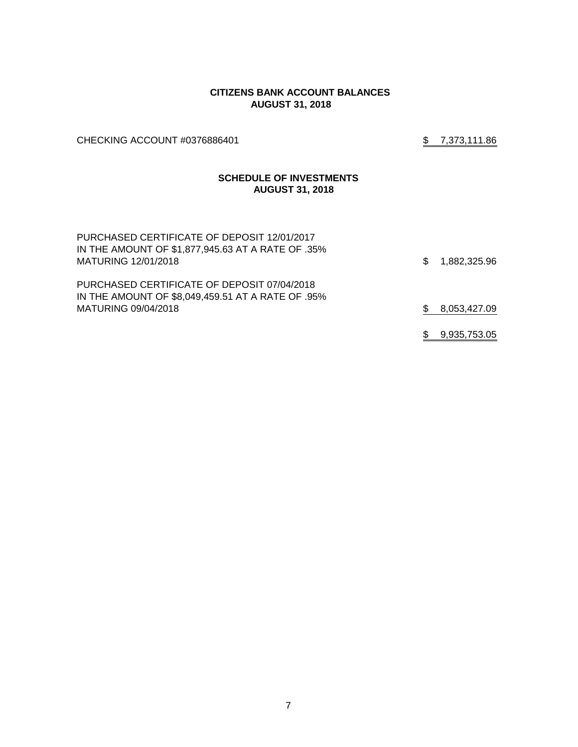## CITIZENS BANK ACCOUNT BALANCES
## AUGUST 31, 2018

| | |
|---|---|
| CHECKING ACCOUNT #0376886401 | $ 7,373,111.86 |

## SCHEDULE OF INVESTMENTS
## AUGUST 31, 2018

| | |
|---|---|
| PURCHASED CERTIFICATE OF DEPOSIT 12/01/2017 IN THE AMOUNT OF $1,877,945.63 AT A RATE OF .35% MATURING 12/01/2018 | $ 1,882,325.96 |
| PURCHASED CERTIFICATE OF DEPOSIT 07/04/2018 IN THE AMOUNT OF $8,049,459.51 AT A RATE OF .95% MATURING 09/04/2018 | $ 8,053,427.09 |
| | $ 9,935,753.05 |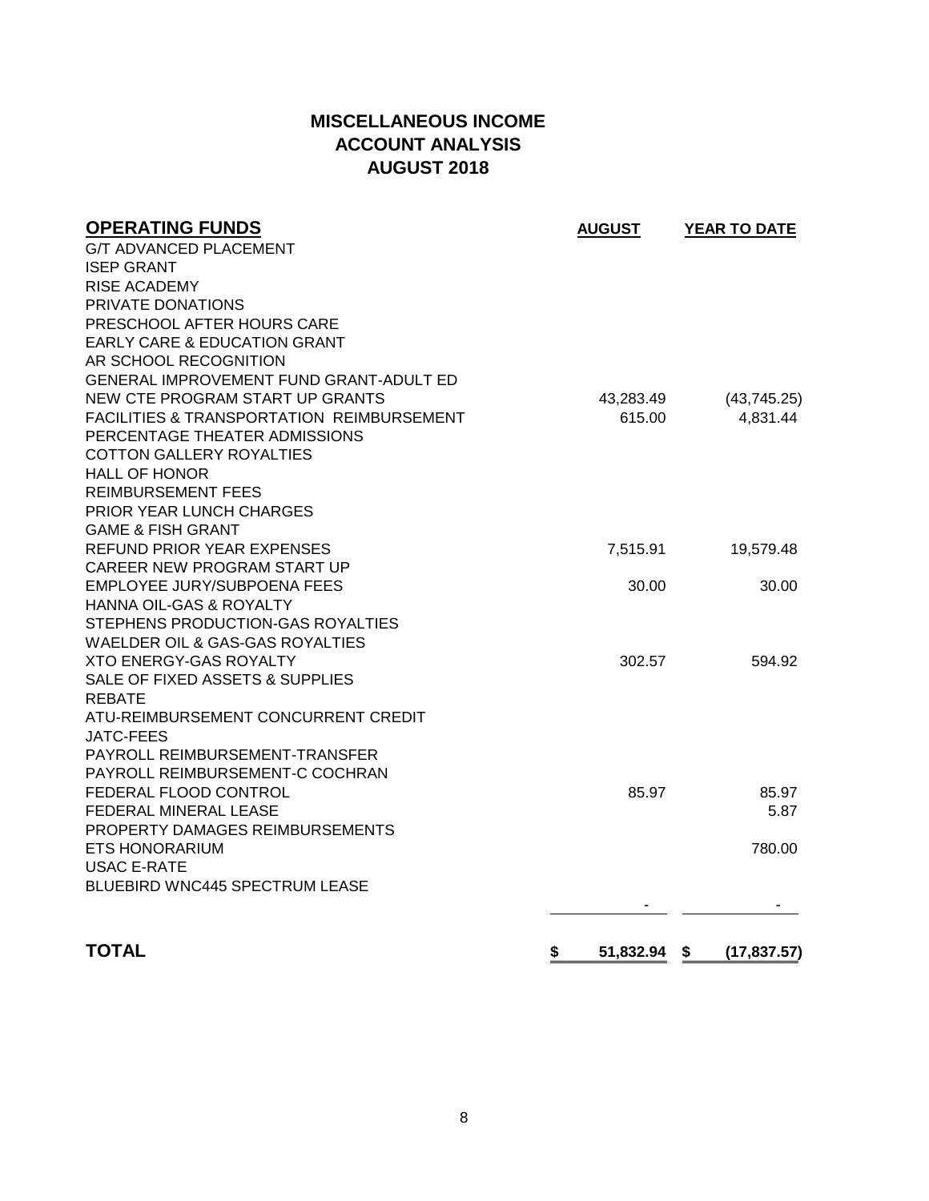# MISCELLANEOUS INCOME
# ACCOUNT ANALYSIS
# AUGUST 2018

| OPERATING FUNDS | AUGUST | YEAR TO DATE |
|---|---|---|
| G/T ADVANCED PLACEMENT | | |
| ISEP GRANT | | |
| RISE ACADEMY | | |
| PRIVATE DONATIONS | | |
| PRESCHOOL AFTER HOURS CARE | | |
| EARLY CARE & EDUCATION GRANT | | |
| AR SCHOOL RECOGNITION | | |
| GENERAL IMPROVEMENT FUND GRANT-ADULT ED | | |
| NEW CTE PROGRAM START UP GRANTS | 43,283.49 | (43,745.25) |
| FACILITIES & TRANSPORTATION REIMBURSEMENT | 615.00 | 4,831.44 |
| PERCENTAGE THEATER ADMISSIONS | | |
| COTTON GALLERY ROYALTIES | | |
| HALL OF HONOR | | |
| REIMBURSEMENT FEES | | |
| PRIOR YEAR LUNCH CHARGES | | |
| GAME & FISH GRANT | | |
| REFUND PRIOR YEAR EXPENSES | 7,515.91 | 19,579.48 |
| CAREER NEW PROGRAM START UP | | |
| EMPLOYEE JURY/SUBPOENA FEES | 30.00 | 30.00 |
| HANNA OIL-GAS & ROYALTY | | |
| STEPHENS PRODUCTION-GAS ROYALTIES | | |
| WAELDER OIL & GAS-GAS ROYALTIES | | |
| XTO ENERGY-GAS ROYALTY | 302.57 | 594.92 |
| SALE OF FIXED ASSETS & SUPPLIES | | |
| REBATE | | |
| ATU-REIMBURSEMENT CONCURRENT CREDIT | | |
| JATC-FEES | | |
| PAYROLL REIMBURSEMENT-TRANSFER | | |
| PAYROLL REIMBURSEMENT-C COCHRAN | | |
| FEDERAL FLOOD CONTROL | 85.97 | 85.97 |
| FEDERAL MINERAL LEASE | | 5.87 |
| PROPERTY DAMAGES REIMBURSEMENTS | | |
| ETS HONORARIUM | | 780.00 |
| USAC E-RATE | | |
| BLUEBIRD WNC445 SPECTRUM LEASE | | |
| | - | - |
| **TOTAL** | **$ 51,832.94** | **$ (17,837.57)** |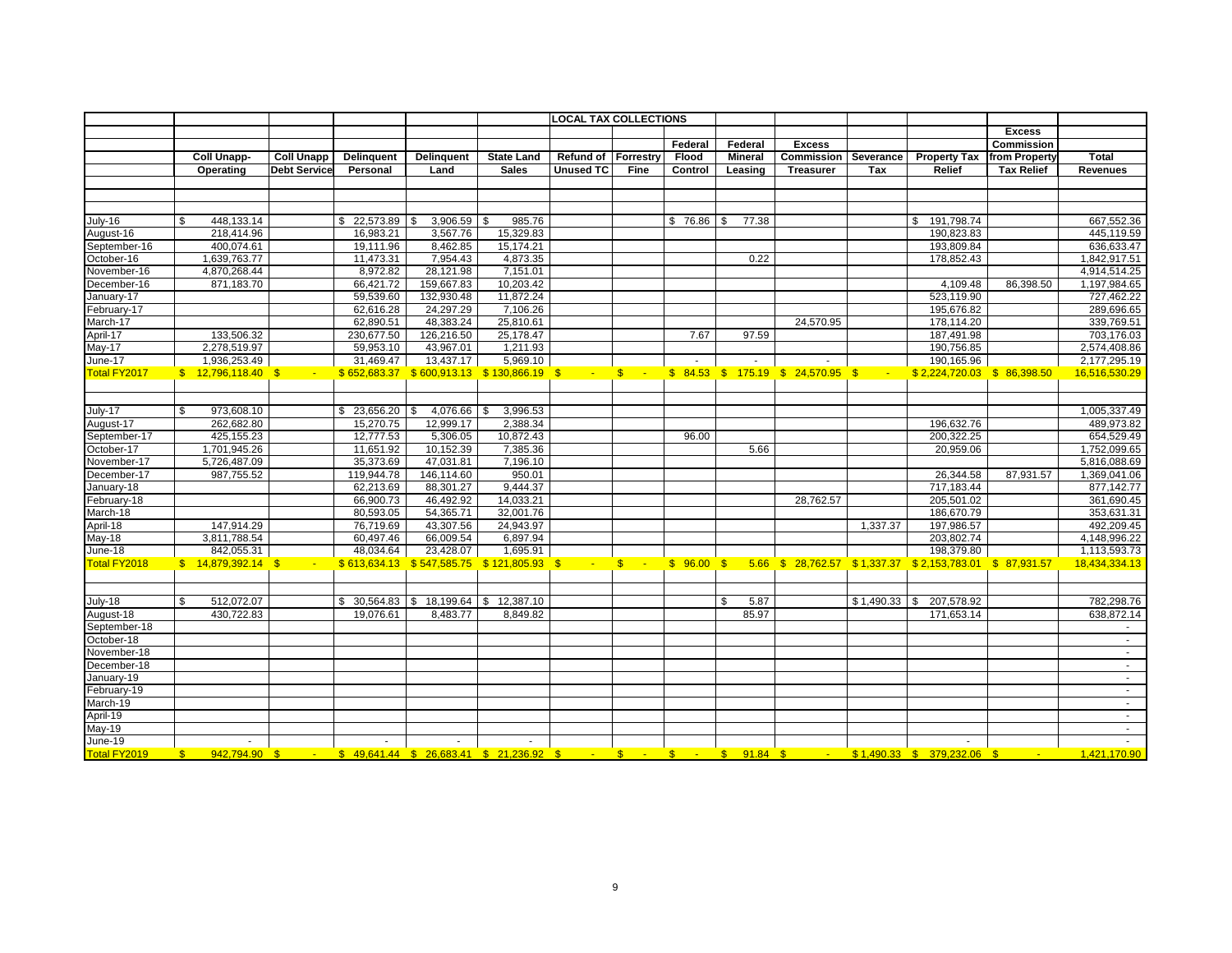| | | | | | | LOCAL TAX COLLECTIONS | | | | | | | | |
|---|---|---|---|---|---|---|---|---|---|---|---|---|---|---|
| | | | | | | | | | | | | | Excess | |
| | | | | | | | | Federal | Federal | Excess | | | Commission | |
| | Coll Unapp-<br>Operating | Coll Unapp<br>Debt Service | Delinquent<br>Personal | Delinquent<br>Land | State Land<br>Sales | Refund of<br>Unused TC | Forrestry<br>Fine | Flood<br>Control | Mineral<br>Leasing | Commission<br>Treasurer | Severance<br>Tax | Property Tax<br>Relief | from Property<br>Tax Relief | Total<br>Revenues |
| July-16 | $ 448,133.14 | | $ 22,573.89 | $ 3,906.59 | $ 985.76 | | | $ 76.86 | $ 77.38 | | | $ 191,798.74 | | 667,552.36 |
| August-16 | 218,414.96 | | 16,983.21 | 3,567.76 | 15,329.83 | | | | | | | 190,823.83 | | 445,119.59 |
| September-16 | 400,074.61 | | 19,111.96 | 8,462.85 | 15,174.21 | | | | | | | 193,809.84 | | 636,633.47 |
| October-16 | 1,639,763.77 | | 11,473.31 | 7,954.43 | 4,873.35 | | | | 0.22 | | | 178,852.43 | | 1,842,917.51 |
| November-16 | 4,870,268.44 | | 8,972.82 | 28,121.98 | 7,151.01 | | | | | | | | | 4,914,514.25 |
| December-16 | 871,183.70 | | 66,421.72 | 159,667.83 | 10,203.42 | | | | | | | 4,109.48 | 86,398.50 | 1,197,984.65 |
| January-17 | | | 59,539.60 | 132,930.48 | 11,872.24 | | | | | | | 523,119.90 | | 727,462.22 |
| February-17 | | | 62,616.28 | 24,297.29 | 7,106.26 | | | | | | | 195,676.82 | | 289,696.65 |
| March-17 | | | 62,890.51 | 48,383.24 | 25,810.61 | | | | | 24,570.95 | | 178,114.20 | | 339,769.51 |
| April-17 | 133,506.32 | | 230,677.50 | 126,216.50 | 25,178.47 | | | 7.67 | 97.59 | | | 187,491.98 | | 703,176.03 |
| May-17 | 2,278,519.97 | | 59,953.10 | 43,967.01 | 1,211.93 | | | | | | | 190,756.85 | | 2,574,408.86 |
| June-17 | 1,936,253.49 | | 31,469.47 | 13,437.17 | 5,969.10 | | | - | - | - | | 190,165.96 | | 2,177,295.19 |
| Total FY2017 | $ 12,796,118.40 | $ - | $ 652,683.37 | $ 600,913.13 | $ 130,866.19 | $ - | $ - | $ 84.53 | $ 175.19 | $ 24,570.95 | $ - | $ 2,224,720.03 | $ 86,398.50 | 16,516,530.29 |
| | | | | | | | | | | | | | | |
| July-17 | $ 973,608.10 | | $ 23,656.20 | $ 4,076.66 | $ 3,996.53 | | | | | | | | | 1,005,337.49 |
| August-17 | 262,682.80 | | 15,270.75 | 12,999.17 | 2,388.34 | | | | | | | 196,632.76 | | 489,973.82 |
| September-17 | 425,155.23 | | 12,777.53 | 5,306.05 | 10,872.43 | | | 96.00 | | | | 200,322.25 | | 654,529.49 |
| October-17 | 1,701,945.26 | | 11,651.92 | 10,152.39 | 7,385.36 | | | | 5.66 | | | 20,959.06 | | 1,752,099.65 |
| November-17 | 5,726,487.09 | | 35,373.69 | 47,031.81 | 7,196.10 | | | | | | | | | 5,816,088.69 |
| December-17 | 987,755.52 | | 119,944.78 | 146,114.60 | 950.01 | | | | | | | 26,344.58 | 87,931.57 | 1,369,041.06 |
| January-18 | | | 62,213.69 | 88,301.27 | 9,444.37 | | | | | | | 717,183.44 | | 877,142.77 |
| February-18 | | | 66,900.73 | 46,492.92 | 14,033.21 | | | | | 28,762.57 | | 205,501.02 | | 361,690.45 |
| March-18 | | | 80,593.05 | 54,365.71 | 32,001.76 | | | | | | | 186,670.79 | | 353,631.31 |
| April-18 | 147,914.29 | | 76,719.69 | 43,307.56 | 24,943.97 | | | | | | 1,337.37 | 197,986.57 | | 492,209.45 |
| May-18 | 3,811,788.54 | | 60,497.46 | 66,009.54 | 6,897.94 | | | | | | | 203,802.74 | | 4,148,996.22 |
| June-18 | 842,055.31 | | 48,034.64 | 23,428.07 | 1,695.91 | | | | | | | 198,379.80 | | 1,113,593.73 |
| Total FY2018 | $ 14,879,392.14 | $ - | $ 613,634.13 | $ 547,585.75 | $ 121,805.93 | $ - | $ - | $ 96.00 | $ 5.66 | $ 28,762.57 | $ 1,337.37 | $ 2,153,783.01 | $ 87,931.57 | 18,434,334.13 |
| | | | | | | | | | | | | | | |
| July-18 | $ 512,072.07 | | $ 30,564.83 | $ 18,199.64 | $ 12,387.10 | | | | $ 5.87 | | $ 1,490.33 | $ 207,578.92 | | 782,298.76 |
| August-18 | 430,722.83 | | 19,076.61 | 8,483.77 | 8,849.82 | | | | 85.97 | | | 171,653.14 | | 638,872.14 |
| September-18 | | | | | | | | | | | | | | - |
| October-18 | | | | | | | | | | | | | | - |
| November-18 | | | | | | | | | | | | | | - |
| December-18 | | | | | | | | | | | | | | - |
| January-19 | | | | | | | | | | | | | | - |
| February-19 | | | | | | | | | | | | | | - |
| March-19 | | | | | | | | | | | | | | - |
| April-19 | | | | | | | | | | | | | | - |
| May-19 | | | | | | | | | | | | | | - |
| June-19 | - | | - | - | - | | | | | | | - | | - |
| Total FY2019 | $ 942,794.90 | $ - | $ 49,641.44 | $ 26,683.41 | $ 21,236.92 | $ - | $ - | $ - | $ 91.84 | $ - | $ 1,490.33 | $ 379,232.06 | $ - | 1,421,170.90 |